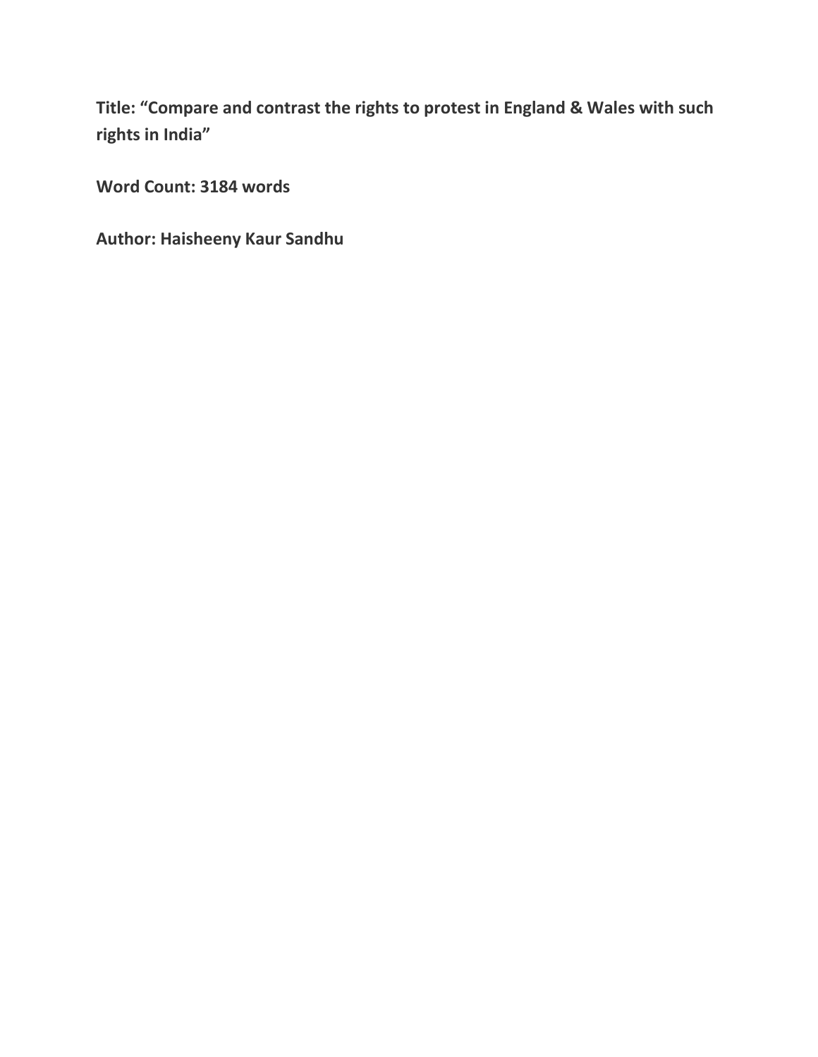**Title: “Compare and contrast the rights to protest in England & Wales with such rights in India”**

**Word Count: 3184 words**

**Author: Haisheeny Kaur Sandhu**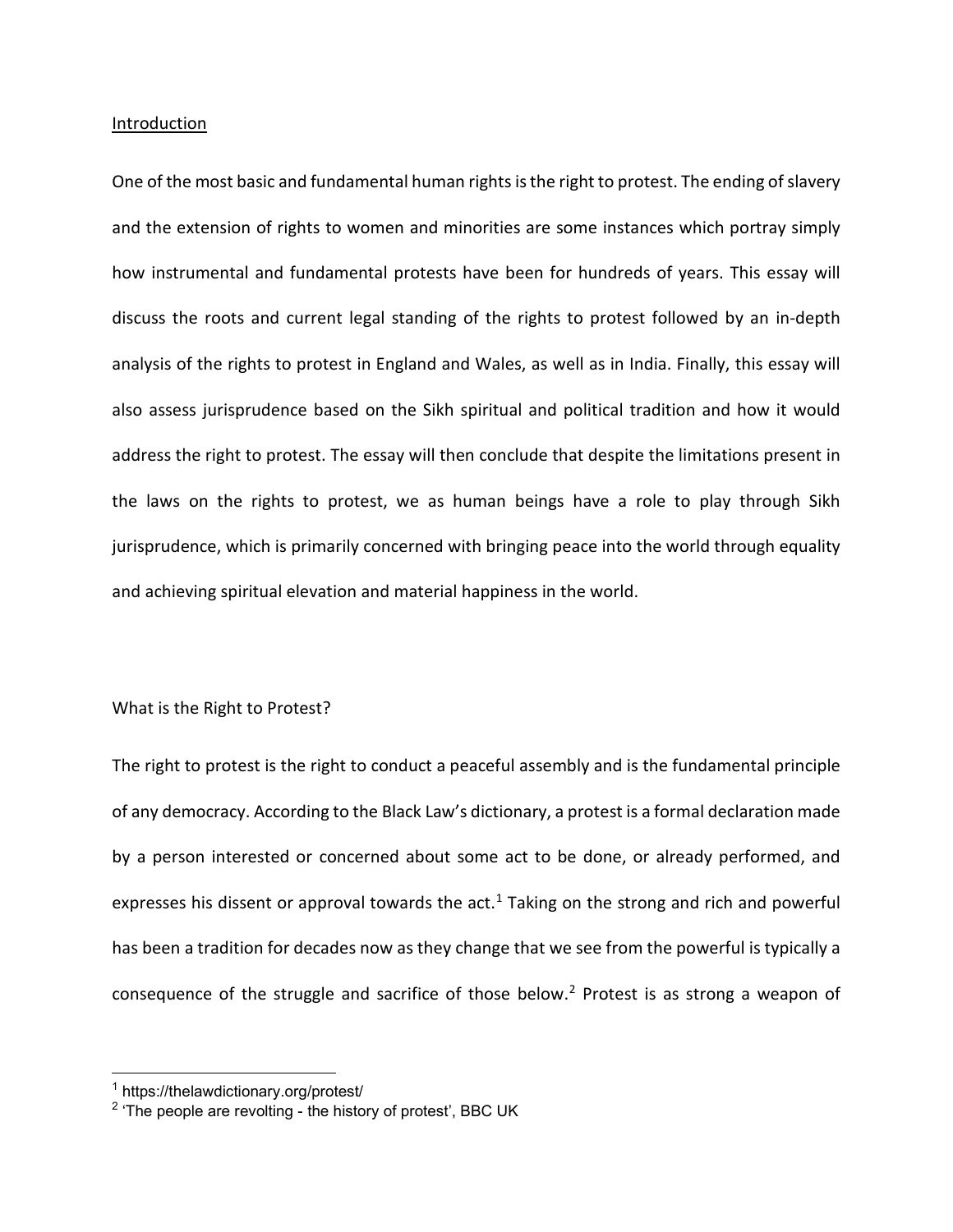## Introduction

One of the most basic and fundamental human rights is the right to protest. The ending of slavery and the extension of rights to women and minorities are some instances which portray simply how instrumental and fundamental protests have been for hundreds of years. This essay will discuss the roots and current legal standing of the rights to protest followed by an in-depth analysis of the rights to protest in England and Wales, as well as in India. Finally, this essay will also assess jurisprudence based on the Sikh spiritual and political tradition and how it would address the right to protest. The essay will then conclude that despite the limitations present in the laws on the rights to protest, we as human beings have a role to play through Sikh jurisprudence, which is primarily concerned with bringing peace into the world through equality and achieving spiritual elevation and material happiness in the world.

## What is the Right to Protest?

The right to protest is the right to conduct a peaceful assembly and is the fundamental principle of any democracy. According to the Black Law's dictionary, a protest is a formal declaration made by a person interested or concerned about some act to be done, or already performed, and expresses his dissent or approval towards the act.[1] Taking on the strong and rich and powerful has been a tradition for decades now as they change that we see from the powerful is typically a consequence of the struggle and sacrifice of those below.[2] Protest is as strong a weapon of

---

[1] https://thelawdictionary.org/protest/

[2] 'The people are revolting - the history of protest', BBC UK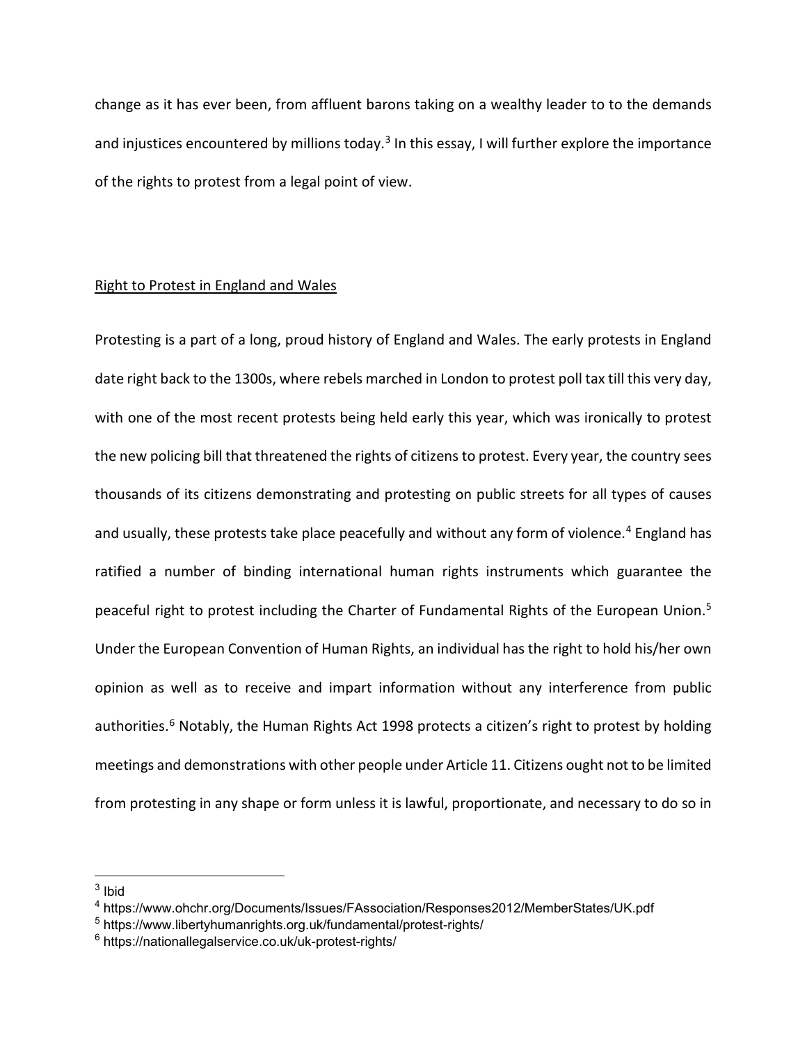change as it has ever been, from affluent barons taking on a wealthy leader to to the demands and injustices encountered by millions today.[3] In this essay, I will further explore the importance of the rights to protest from a legal point of view.

<u>Right to Protest in England and Wales</u>

Protesting is a part of a long, proud history of England and Wales. The early protests in England date right back to the 1300s, where rebels marched in London to protest poll tax till this very day, with one of the most recent protests being held early this year, which was ironically to protest the new policing bill that threatened the rights of citizens to protest. Every year, the country sees thousands of its citizens demonstrating and protesting on public streets for all types of causes and usually, these protests take place peacefully and without any form of violence.[4] England has ratified a number of binding international human rights instruments which guarantee the peaceful right to protest including the Charter of Fundamental Rights of the European Union.[5] Under the European Convention of Human Rights, an individual has the right to hold his/her own opinion as well as to receive and impart information without any interference from public authorities.[6] Notably, the Human Rights Act 1998 protects a citizen's right to protest by holding meetings and demonstrations with other people under Article 11. Citizens ought not to be limited from protesting in any shape or form unless it is lawful, proportionate, and necessary to do so in

---

[3] Ibid

[4] https://www.ohchr.org/Documents/Issues/FAssociation/Responses2012/MemberStates/UK.pdf

[5] https://www.libertyhumanrights.org.uk/fundamental/protest-rights/

[6] https://nationallegalservice.co.uk/uk-protest-rights/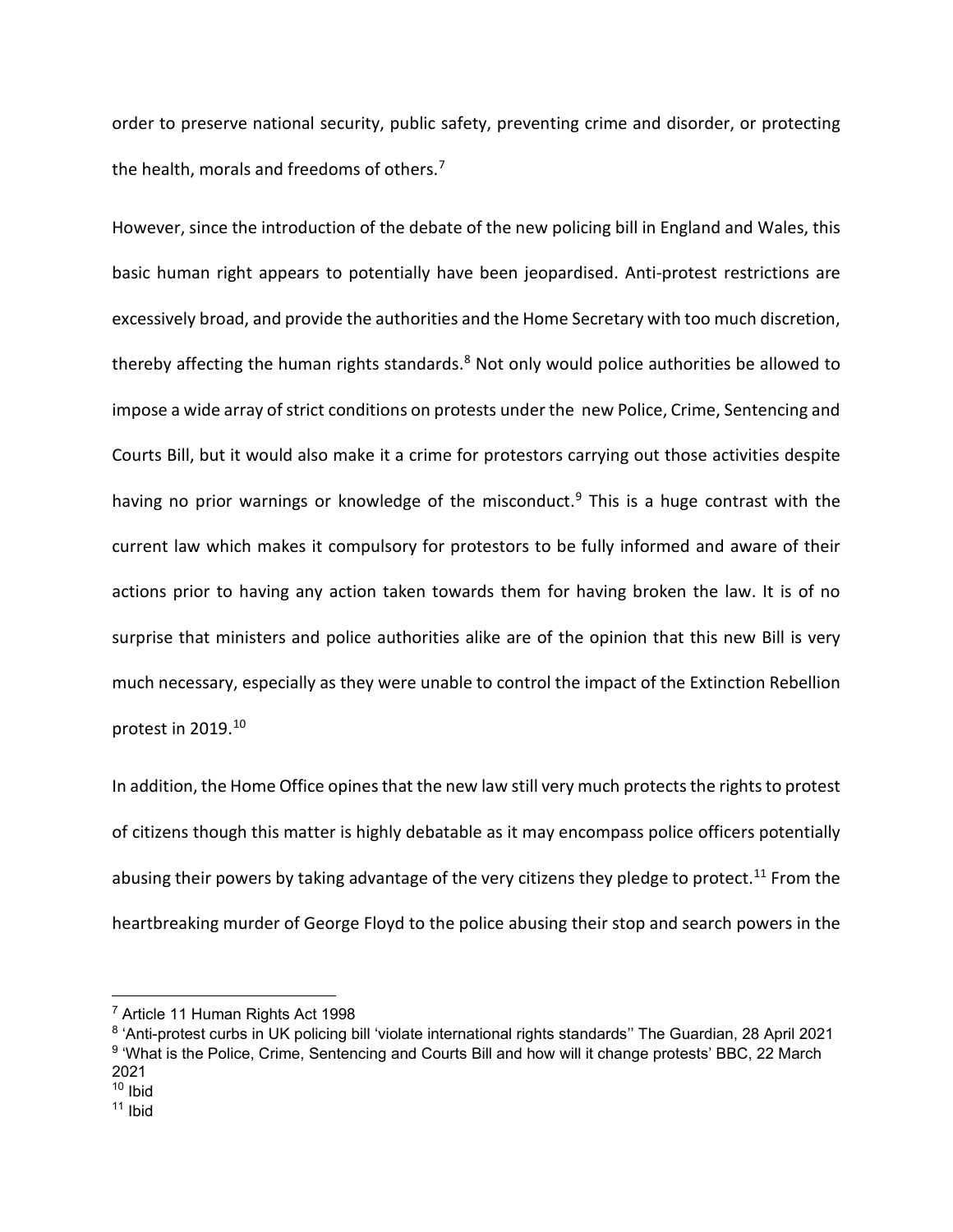order to preserve national security, public safety, preventing crime and disorder, or protecting the health, morals and freedoms of others.[7]

However, since the introduction of the debate of the new policing bill in England and Wales, this basic human right appears to potentially have been jeopardised. Anti-protest restrictions are excessively broad, and provide the authorities and the Home Secretary with too much discretion, thereby affecting the human rights standards.[8] Not only would police authorities be allowed to impose a wide array of strict conditions on protests under the new Police, Crime, Sentencing and Courts Bill, but it would also make it a crime for protestors carrying out those activities despite having no prior warnings or knowledge of the misconduct.[9] This is a huge contrast with the current law which makes it compulsory for protestors to be fully informed and aware of their actions prior to having any action taken towards them for having broken the law. It is of no surprise that ministers and police authorities alike are of the opinion that this new Bill is very much necessary, especially as they were unable to control the impact of the Extinction Rebellion protest in 2019.[10]

In addition, the Home Office opines that the new law still very much protects the rights to protest of citizens though this matter is highly debatable as it may encompass police officers potentially abusing their powers by taking advantage of the very citizens they pledge to protect.[11] From the heartbreaking murder of George Floyd to the police abusing their stop and search powers in the

---

[7] Article 11 Human Rights Act 1998

[8] 'Anti-protest curbs in UK policing bill 'violate international rights standards'' The Guardian, 28 April 2021

[9] 'What is the Police, Crime, Sentencing and Courts Bill and how will it change protests' BBC, 22 March 2021

[10] Ibid

[11] Ibid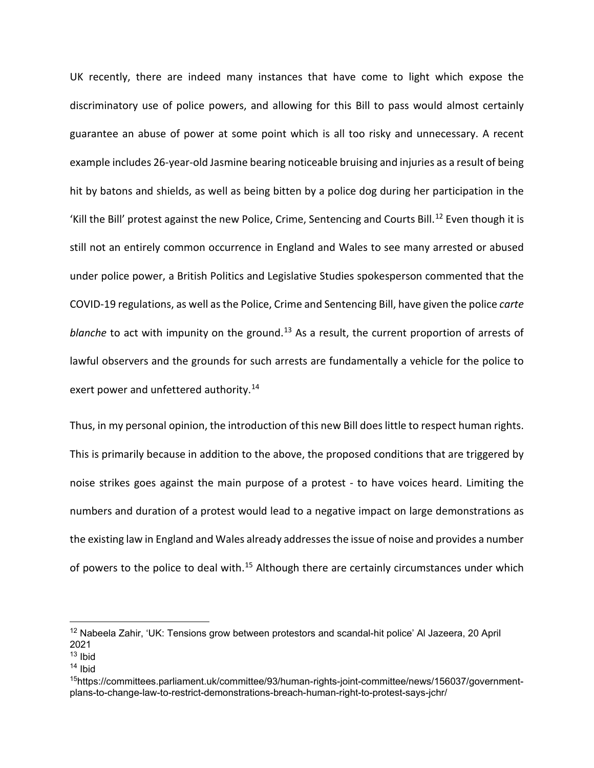UK recently, there are indeed many instances that have come to light which expose the discriminatory use of police powers, and allowing for this Bill to pass would almost certainly guarantee an abuse of power at some point which is all too risky and unnecessary. A recent example includes 26-year-old Jasmine bearing noticeable bruising and injuries as a result of being hit by batons and shields, as well as being bitten by a police dog during her participation in the 'Kill the Bill' protest against the new Police, Crime, Sentencing and Courts Bill.[12] Even though it is still not an entirely common occurrence in England and Wales to see many arrested or abused under police power, a British Politics and Legislative Studies spokesperson commented that the COVID-19 regulations, as well as the Police, Crime and Sentencing Bill, have given the police *carte blanche* to act with impunity on the ground.[13] As a result, the current proportion of arrests of lawful observers and the grounds for such arrests are fundamentally a vehicle for the police to exert power and unfettered authority.[14]

Thus, in my personal opinion, the introduction of this new Bill does little to respect human rights. This is primarily because in addition to the above, the proposed conditions that are triggered by noise strikes goes against the main purpose of a protest - to have voices heard. Limiting the numbers and duration of a protest would lead to a negative impact on large demonstrations as the existing law in England and Wales already addresses the issue of noise and provides a number of powers to the police to deal with.[15] Although there are certainly circumstances under which

---

[12] Nabeela Zahir, 'UK: Tensions grow between protestors and scandal-hit police' Al Jazeera, 20 April 2021

[13] Ibid

[14] Ibid

[15] https://committees.parliament.uk/committee/93/human-rights-joint-committee/news/156037/government-plans-to-change-law-to-restrict-demonstrations-breach-human-right-to-protest-says-jchr/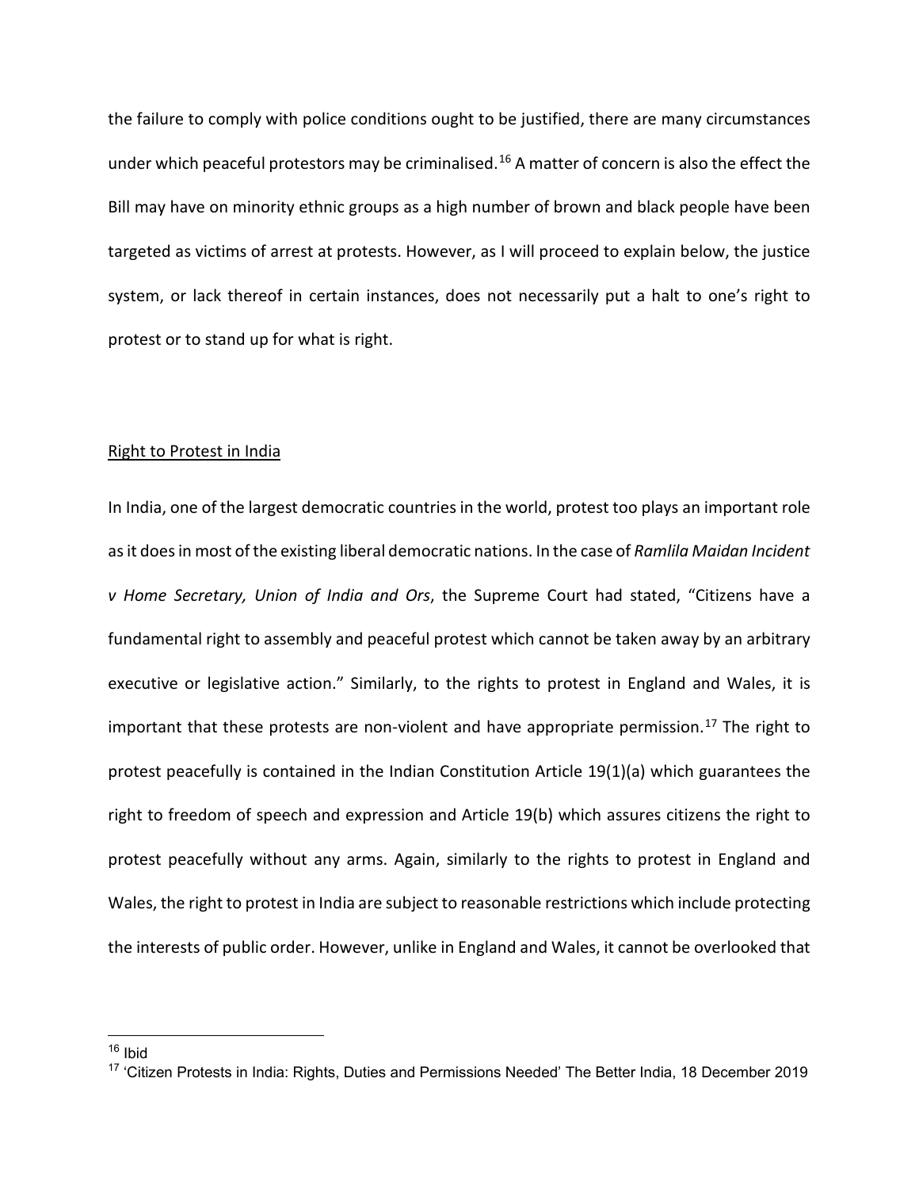the failure to comply with police conditions ought to be justified, there are many circumstances under which peaceful protestors may be criminalised.[16] A matter of concern is also the effect the Bill may have on minority ethnic groups as a high number of brown and black people have been targeted as victims of arrest at protests. However, as I will proceed to explain below, the justice system, or lack thereof in certain instances, does not necessarily put a halt to one's right to protest or to stand up for what is right.

## Right to Protest in India

In India, one of the largest democratic countries in the world, protest too plays an important role as it does in most of the existing liberal democratic nations. In the case of *Ramlila Maidan Incident v Home Secretary, Union of India and Ors*, the Supreme Court had stated, "Citizens have a fundamental right to assembly and peaceful protest which cannot be taken away by an arbitrary executive or legislative action." Similarly, to the rights to protest in England and Wales, it is important that these protests are non-violent and have appropriate permission.[17] The right to protest peacefully is contained in the Indian Constitution Article 19(1)(a) which guarantees the right to freedom of speech and expression and Article 19(b) which assures citizens the right to protest peacefully without any arms. Again, similarly to the rights to protest in England and Wales, the right to protest in India are subject to reasonable restrictions which include protecting the interests of public order. However, unlike in England and Wales, it cannot be overlooked that

---

[16] Ibid

[17] 'Citizen Protests in India: Rights, Duties and Permissions Needed' The Better India, 18 December 2019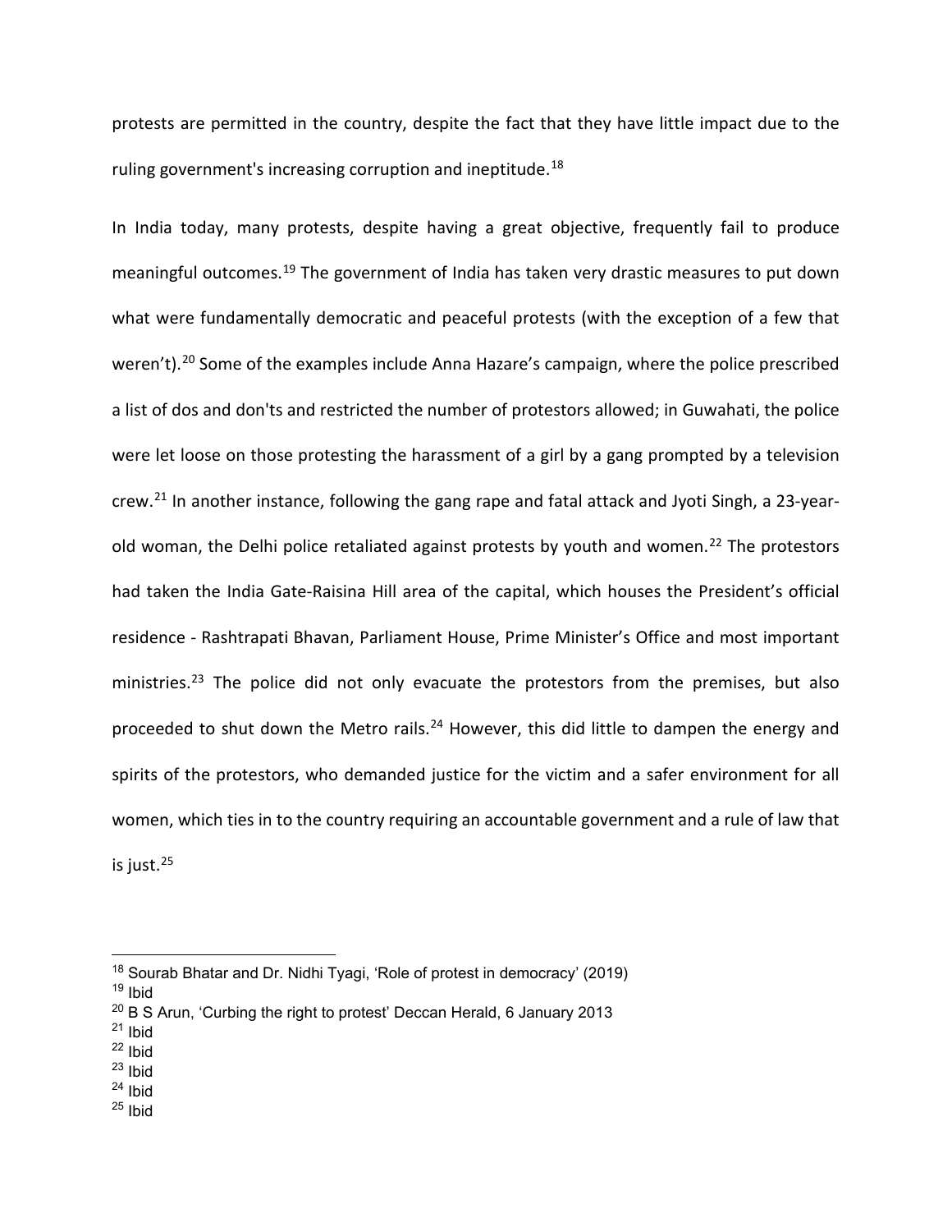protests are permitted in the country, despite the fact that they have little impact due to the ruling government's increasing corruption and ineptitude.[18]

In India today, many protests, despite having a great objective, frequently fail to produce meaningful outcomes.[19] The government of India has taken very drastic measures to put down what were fundamentally democratic and peaceful protests (with the exception of a few that weren't).[20] Some of the examples include Anna Hazare's campaign, where the police prescribed a list of dos and don'ts and restricted the number of protestors allowed; in Guwahati, the police were let loose on those protesting the harassment of a girl by a gang prompted by a television crew.[21] In another instance, following the gang rape and fatal attack and Jyoti Singh, a 23-year-old woman, the Delhi police retaliated against protests by youth and women.[22] The protestors had taken the India Gate-Raisina Hill area of the capital, which houses the President's official residence - Rashtrapati Bhavan, Parliament House, Prime Minister's Office and most important ministries.[23] The police did not only evacuate the protestors from the premises, but also proceeded to shut down the Metro rails.[24] However, this did little to dampen the energy and spirits of the protestors, who demanded justice for the victim and a safer environment for all women, which ties in to the country requiring an accountable government and a rule of law that is just.[25]

---

[18] Sourab Bhatar and Dr. Nidhi Tyagi, 'Role of protest in democracy' (2019)
[19] Ibid
[20] B S Arun, 'Curbing the right to protest' Deccan Herald, 6 January 2013
[21] Ibid
[22] Ibid
[23] Ibid
[24] Ibid
[25] Ibid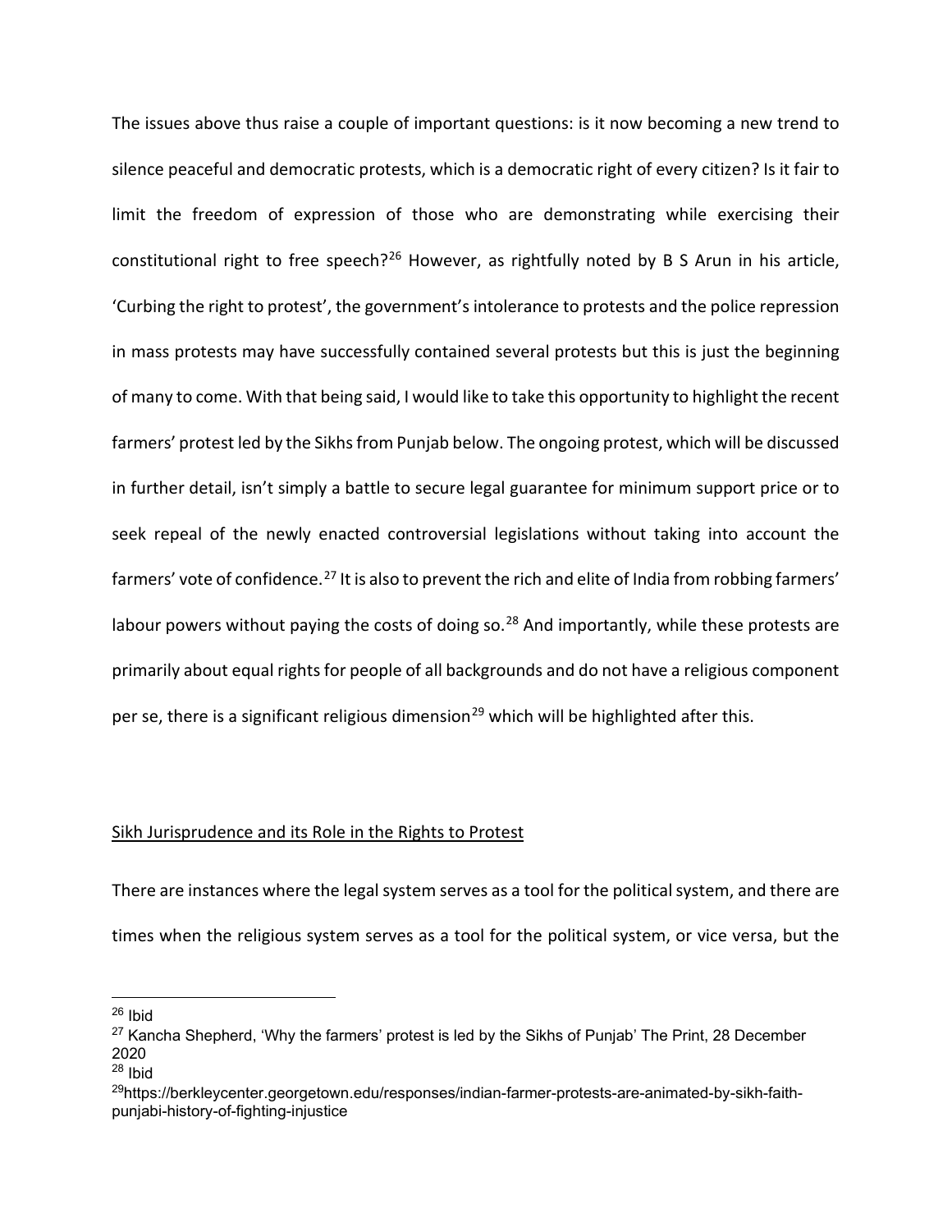The issues above thus raise a couple of important questions: is it now becoming a new trend to silence peaceful and democratic protests, which is a democratic right of every citizen? Is it fair to limit the freedom of expression of those who are demonstrating while exercising their constitutional right to free speech?[26] However, as rightfully noted by B S Arun in his article, 'Curbing the right to protest', the government's intolerance to protests and the police repression in mass protests may have successfully contained several protests but this is just the beginning of many to come. With that being said, I would like to take this opportunity to highlight the recent farmers' protest led by the Sikhs from Punjab below. The ongoing protest, which will be discussed in further detail, isn't simply a battle to secure legal guarantee for minimum support price or to seek repeal of the newly enacted controversial legislations without taking into account the farmers' vote of confidence.[27] It is also to prevent the rich and elite of India from robbing farmers' labour powers without paying the costs of doing so.[28] And importantly, while these protests are primarily about equal rights for people of all backgrounds and do not have a religious component per se, there is a significant religious dimension[29] which will be highlighted after this.

<u>Sikh Jurisprudence and its Role in the Rights to Protest</u>

There are instances where the legal system serves as a tool for the political system, and there are times when the religious system serves as a tool for the political system, or vice versa, but the

---

[26] Ibid

[27] Kancha Shepherd, 'Why the farmers' protest is led by the Sikhs of Punjab' The Print, 28 December 2020

[28] Ibid

[29] https://berkleycenter.georgetown.edu/responses/indian-farmer-protests-are-animated-by-sikh-faith-punjabi-history-of-fighting-injustice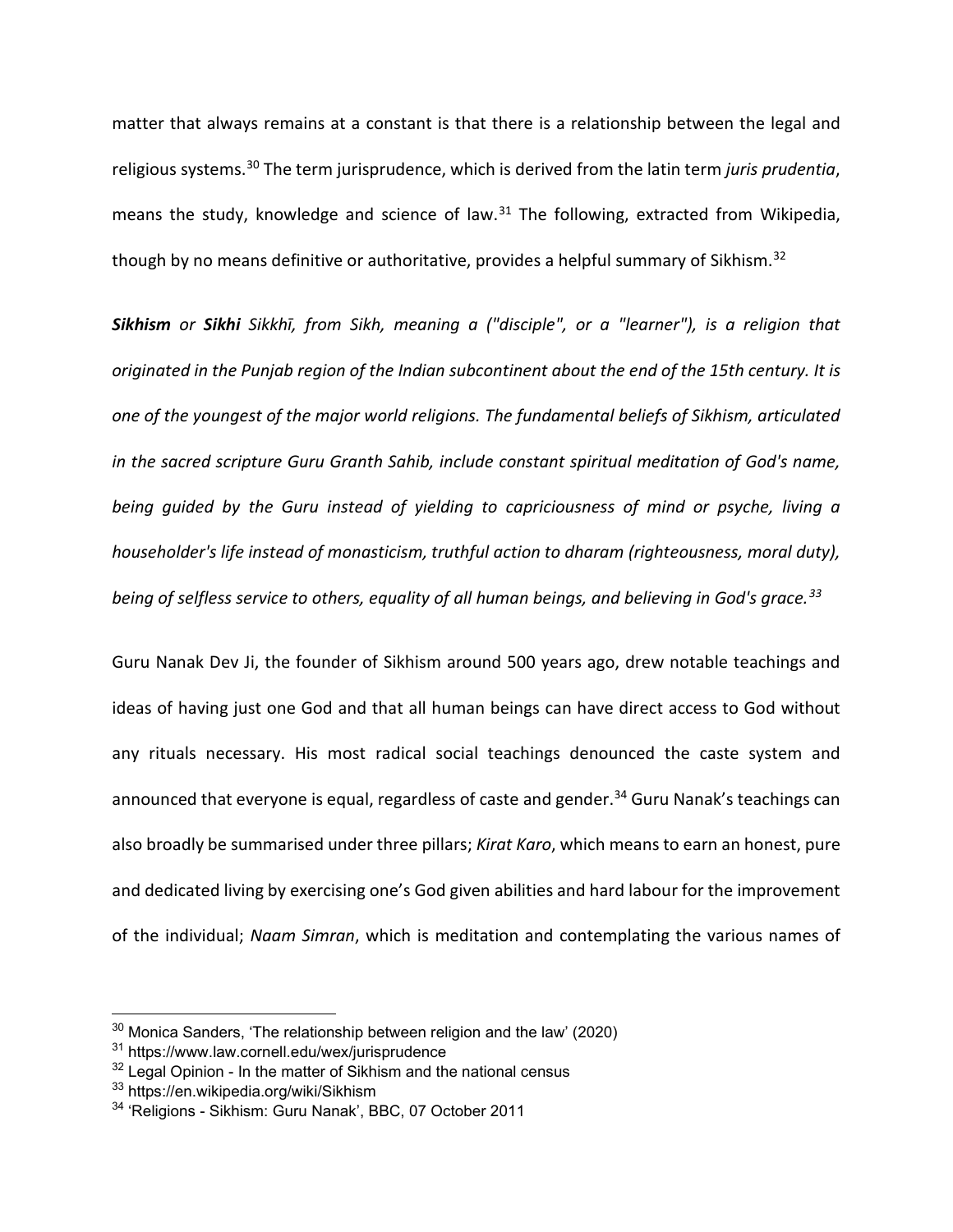matter that always remains at a constant is that there is a relationship between the legal and religious systems.[30] The term jurisprudence, which is derived from the latin term *juris prudentia*, means the study, knowledge and science of law.[31] The following, extracted from Wikipedia, though by no means definitive or authoritative, provides a helpful summary of Sikhism.[32]

***Sikhism** or **Sikhi** Sikkhī, from Sikh, meaning a ("disciple", or a "learner"), is a religion that originated in the Punjab region of the Indian subcontinent about the end of the 15th century. It is one of the youngest of the major world religions. The fundamental beliefs of Sikhism, articulated in the sacred scripture Guru Granth Sahib, include constant spiritual meditation of God's name, being guided by the Guru instead of yielding to capriciousness of mind or psyche, living a householder's life instead of monasticism, truthful action to dharam (righteousness, moral duty), being of selfless service to others, equality of all human beings, and believing in God's grace.*[33]

Guru Nanak Dev Ji, the founder of Sikhism around 500 years ago, drew notable teachings and ideas of having just one God and that all human beings can have direct access to God without any rituals necessary. His most radical social teachings denounced the caste system and announced that everyone is equal, regardless of caste and gender.[34] Guru Nanak's teachings can also broadly be summarised under three pillars; *Kirat Karo*, which means to earn an honest, pure and dedicated living by exercising one's God given abilities and hard labour for the improvement of the individual; *Naam Simran*, which is meditation and contemplating the various names of

[30] Monica Sanders, 'The relationship between religion and the law' (2020)

[31] https://www.law.cornell.edu/wex/jurisprudence

[32] Legal Opinion - In the matter of Sikhism and the national census

[33] https://en.wikipedia.org/wiki/Sikhism

[34] 'Religions - Sikhism: Guru Nanak', BBC, 07 October 2011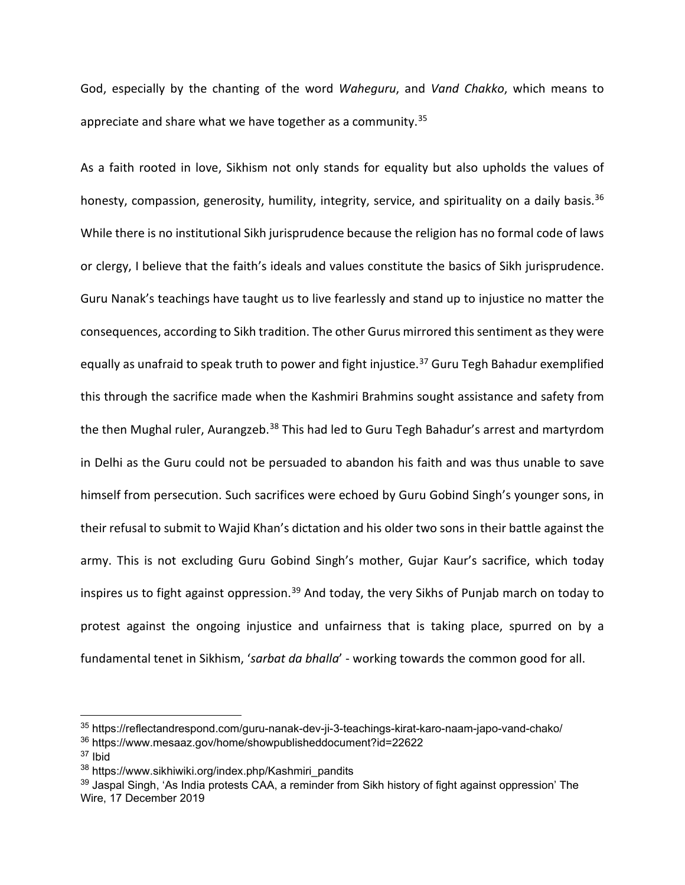God, especially by the chanting of the word *Waheguru*, and *Vand Chakko*, which means to appreciate and share what we have together as a community.[35]

As a faith rooted in love, Sikhism not only stands for equality but also upholds the values of honesty, compassion, generosity, humility, integrity, service, and spirituality on a daily basis.[36] While there is no institutional Sikh jurisprudence because the religion has no formal code of laws or clergy, I believe that the faith's ideals and values constitute the basics of Sikh jurisprudence. Guru Nanak's teachings have taught us to live fearlessly and stand up to injustice no matter the consequences, according to Sikh tradition. The other Gurus mirrored this sentiment as they were equally as unafraid to speak truth to power and fight injustice.[37] Guru Tegh Bahadur exemplified this through the sacrifice made when the Kashmiri Brahmins sought assistance and safety from the then Mughal ruler, Aurangzeb.[38] This had led to Guru Tegh Bahadur's arrest and martyrdom in Delhi as the Guru could not be persuaded to abandon his faith and was thus unable to save himself from persecution. Such sacrifices were echoed by Guru Gobind Singh's younger sons, in their refusal to submit to Wajid Khan's dictation and his older two sons in their battle against the army. This is not excluding Guru Gobind Singh's mother, Gujar Kaur's sacrifice, which today inspires us to fight against oppression.[39] And today, the very Sikhs of Punjab march on today to protest against the ongoing injustice and unfairness that is taking place, spurred on by a fundamental tenet in Sikhism, '*sarbat da bhalla*' - working towards the common good for all.

---

[35] https://reflectandrespond.com/guru-nanak-dev-ji-3-teachings-kirat-karo-naam-japo-vand-chako/

[36] https://www.mesaaz.gov/home/showpublisheddocument?id=22622

[37] Ibid

[38] https://www.sikhiwiki.org/index.php/Kashmiri_pandits

[39] Jaspal Singh, 'As India protests CAA, a reminder from Sikh history of fight against oppression' The Wire, 17 December 2019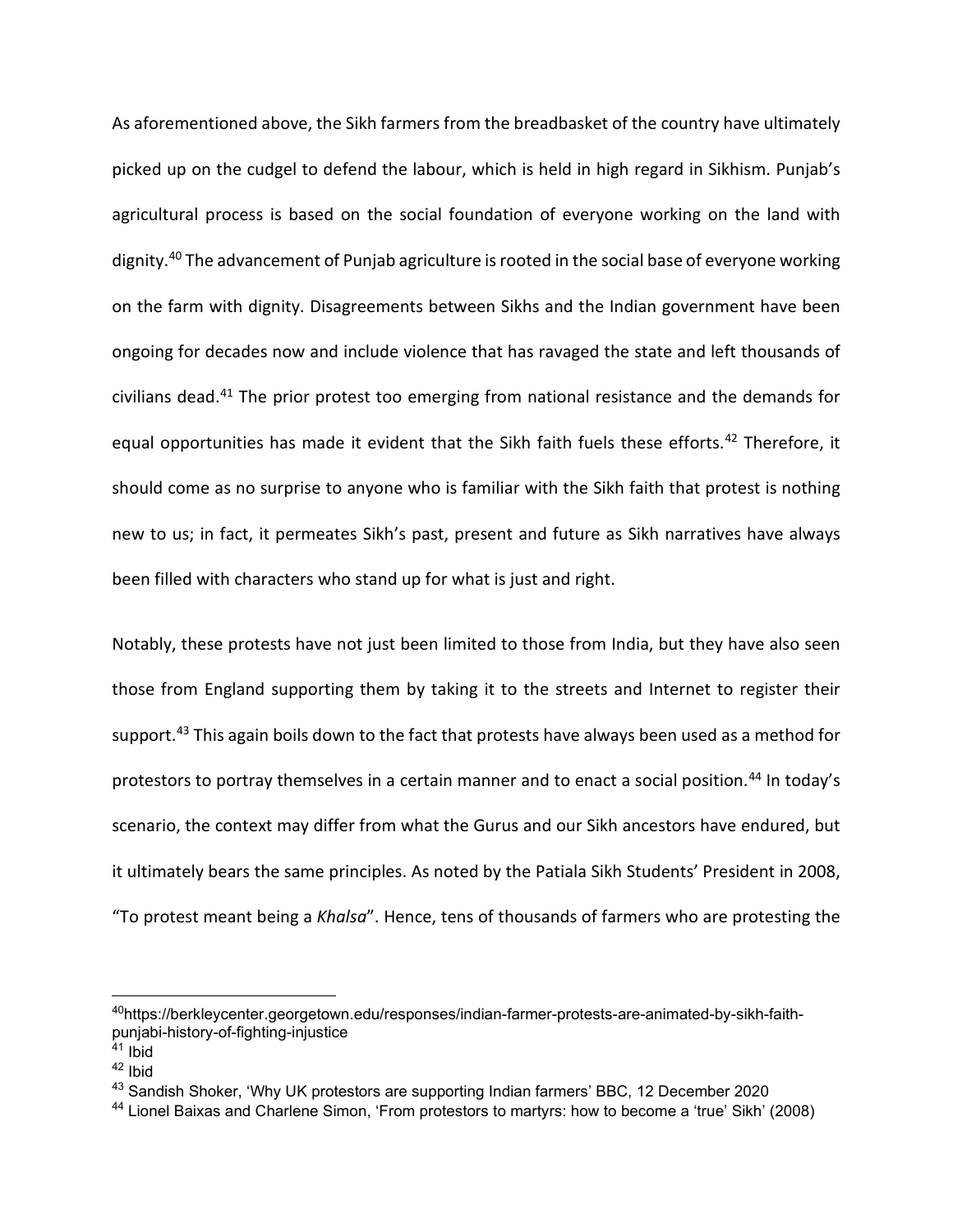As aforementioned above, the Sikh farmers from the breadbasket of the country have ultimately picked up on the cudgel to defend the labour, which is held in high regard in Sikhism. Punjab's agricultural process is based on the social foundation of everyone working on the land with dignity.[40] The advancement of Punjab agriculture is rooted in the social base of everyone working on the farm with dignity. Disagreements between Sikhs and the Indian government have been ongoing for decades now and include violence that has ravaged the state and left thousands of civilians dead.[41] The prior protest too emerging from national resistance and the demands for equal opportunities has made it evident that the Sikh faith fuels these efforts.[42] Therefore, it should come as no surprise to anyone who is familiar with the Sikh faith that protest is nothing new to us; in fact, it permeates Sikh's past, present and future as Sikh narratives have always been filled with characters who stand up for what is just and right.

Notably, these protests have not just been limited to those from India, but they have also seen those from England supporting them by taking it to the streets and Internet to register their support.[43] This again boils down to the fact that protests have always been used as a method for protestors to portray themselves in a certain manner and to enact a social position.[44] In today's scenario, the context may differ from what the Gurus and our Sikh ancestors have endured, but it ultimately bears the same principles. As noted by the Patiala Sikh Students' President in 2008, "To protest meant being a *Khalsa*". Hence, tens of thousands of farmers who are protesting the

---

[40] https://berkleycenter.georgetown.edu/responses/indian-farmer-protests-are-animated-by-sikh-faith-punjabi-history-of-fighting-injustice

[41] Ibid

[42] Ibid

[43] Sandish Shoker, 'Why UK protestors are supporting Indian farmers' BBC, 12 December 2020

[44] Lionel Baixas and Charlene Simon, 'From protestors to martyrs: how to become a 'true' Sikh' (2008)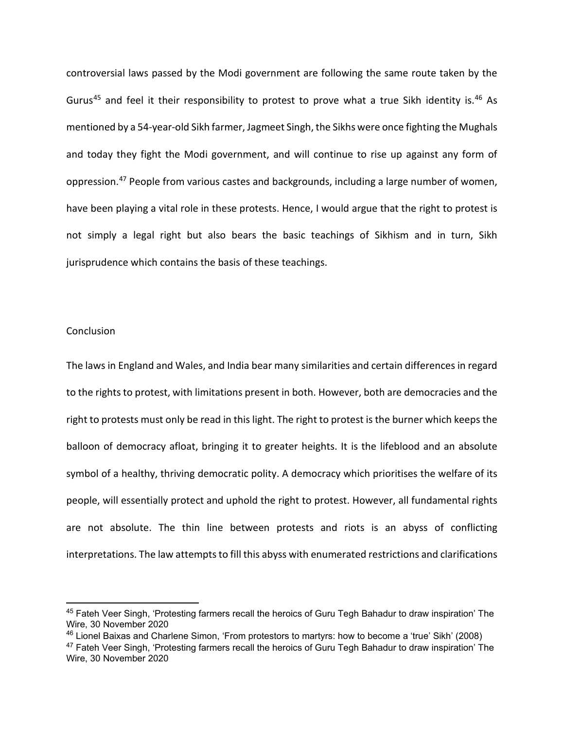controversial laws passed by the Modi government are following the same route taken by the Gurus[45] and feel it their responsibility to protest to prove what a true Sikh identity is.[46] As mentioned by a 54-year-old Sikh farmer, Jagmeet Singh, the Sikhs were once fighting the Mughals and today they fight the Modi government, and will continue to rise up against any form of oppression.[47] People from various castes and backgrounds, including a large number of women, have been playing a vital role in these protests. Hence, I would argue that the right to protest is not simply a legal right but also bears the basic teachings of Sikhism and in turn, Sikh jurisprudence which contains the basis of these teachings.

## Conclusion

The laws in England and Wales, and India bear many similarities and certain differences in regard to the rights to protest, with limitations present in both. However, both are democracies and the right to protests must only be read in this light. The right to protest is the burner which keeps the balloon of democracy afloat, bringing it to greater heights. It is the lifeblood and an absolute symbol of a healthy, thriving democratic polity. A democracy which prioritises the welfare of its people, will essentially protect and uphold the right to protest. However, all fundamental rights are not absolute. The thin line between protests and riots is an abyss of conflicting interpretations. The law attempts to fill this abyss with enumerated restrictions and clarifications

---

[45] Fateh Veer Singh, 'Protesting farmers recall the heroics of Guru Tegh Bahadur to draw inspiration' The Wire, 30 November 2020

[46] Lionel Baixas and Charlene Simon, 'From protestors to martyrs: how to become a 'true' Sikh' (2008)

[47] Fateh Veer Singh, 'Protesting farmers recall the heroics of Guru Tegh Bahadur to draw inspiration' The Wire, 30 November 2020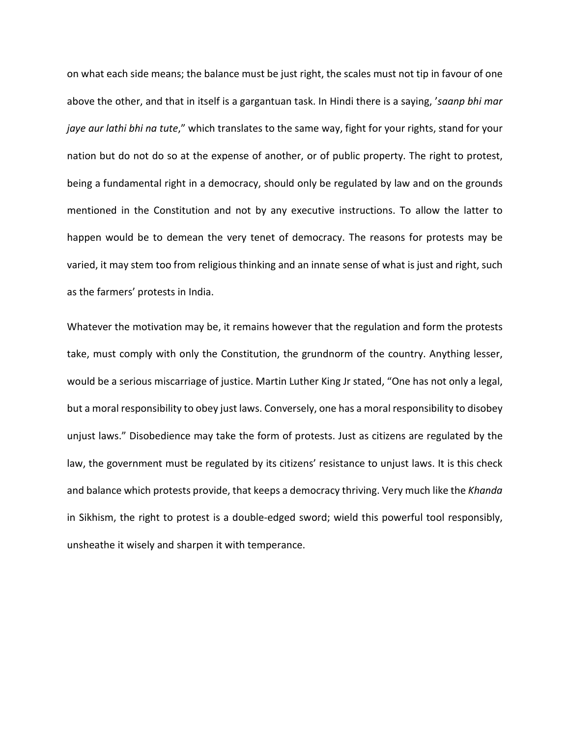on what each side means; the balance must be just right, the scales must not tip in favour of one above the other, and that in itself is a gargantuan task. In Hindi there is a saying, '*saanp bhi mar jaye aur lathi bhi na tute*," which translates to the same way, fight for your rights, stand for your nation but do not do so at the expense of another, or of public property. The right to protest, being a fundamental right in a democracy, should only be regulated by law and on the grounds mentioned in the Constitution and not by any executive instructions. To allow the latter to happen would be to demean the very tenet of democracy. The reasons for protests may be varied, it may stem too from religious thinking and an innate sense of what is just and right, such as the farmers' protests in India.

Whatever the motivation may be, it remains however that the regulation and form the protests take, must comply with only the Constitution, the grundnorm of the country. Anything lesser, would be a serious miscarriage of justice. Martin Luther King Jr stated, "One has not only a legal, but a moral responsibility to obey just laws. Conversely, one has a moral responsibility to disobey unjust laws." Disobedience may take the form of protests. Just as citizens are regulated by the law, the government must be regulated by its citizens' resistance to unjust laws. It is this check and balance which protests provide, that keeps a democracy thriving. Very much like the *Khanda* in Sikhism, the right to protest is a double-edged sword; wield this powerful tool responsibly, unsheathe it wisely and sharpen it with temperance.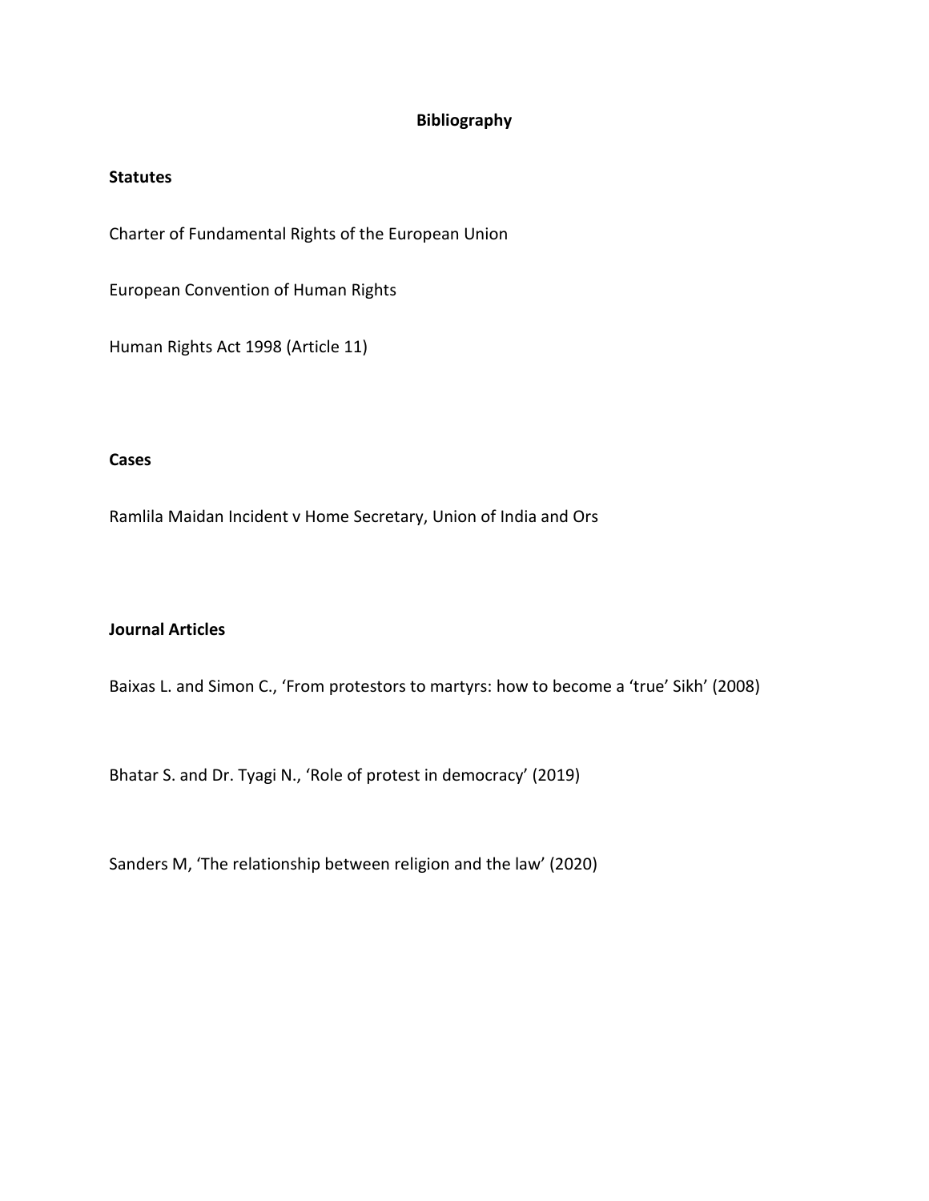# Bibliography

## Statutes

Charter of Fundamental Rights of the European Union

European Convention of Human Rights

Human Rights Act 1998 (Article 11)

## Cases

Ramlila Maidan Incident v Home Secretary, Union of India and Ors

## Journal Articles

Baixas L. and Simon C., 'From protestors to martyrs: how to become a 'true' Sikh' (2008)

Bhatar S. and Dr. Tyagi N., 'Role of protest in democracy' (2019)

Sanders M, 'The relationship between religion and the law' (2020)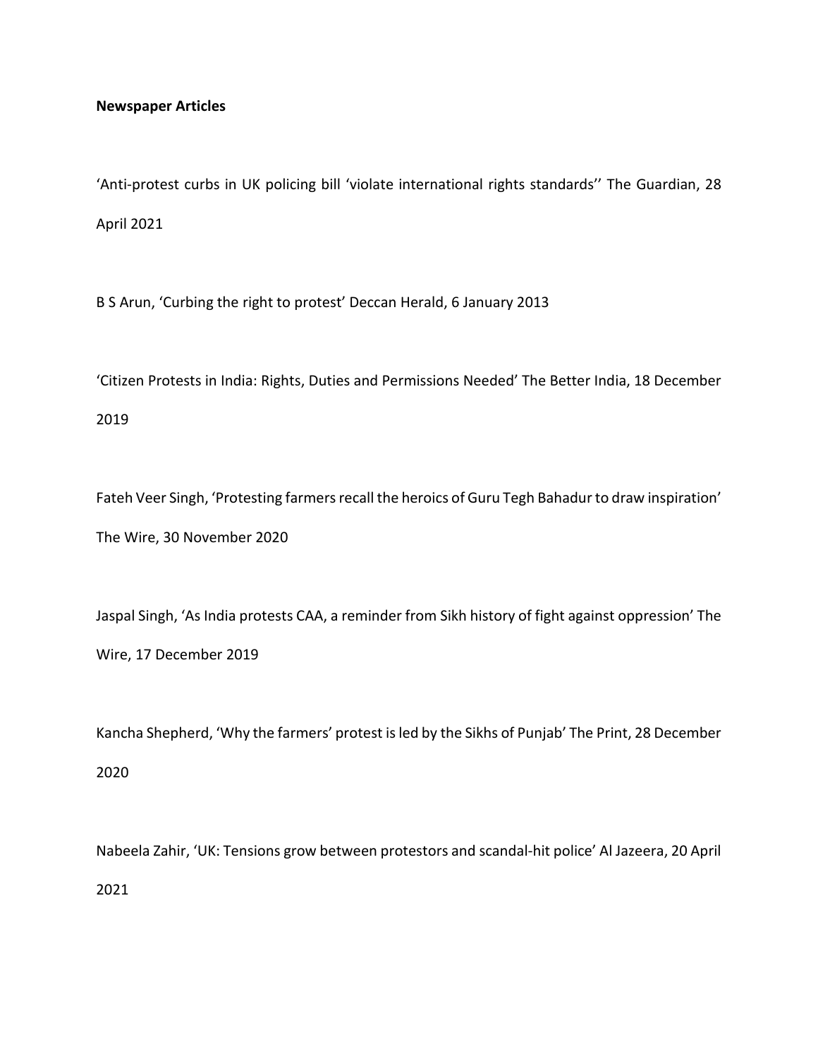**Newspaper Articles**

'Anti-protest curbs in UK policing bill 'violate international rights standards'' The Guardian, 28 April 2021

B S Arun, 'Curbing the right to protest' Deccan Herald, 6 January 2013

'Citizen Protests in India: Rights, Duties and Permissions Needed' The Better India, 18 December 2019

Fateh Veer Singh, 'Protesting farmers recall the heroics of Guru Tegh Bahadur to draw inspiration' The Wire, 30 November 2020

Jaspal Singh, 'As India protests CAA, a reminder from Sikh history of fight against oppression' The Wire, 17 December 2019

Kancha Shepherd, 'Why the farmers' protest is led by the Sikhs of Punjab' The Print, 28 December 2020

Nabeela Zahir, 'UK: Tensions grow between protestors and scandal-hit police' Al Jazeera, 20 April 2021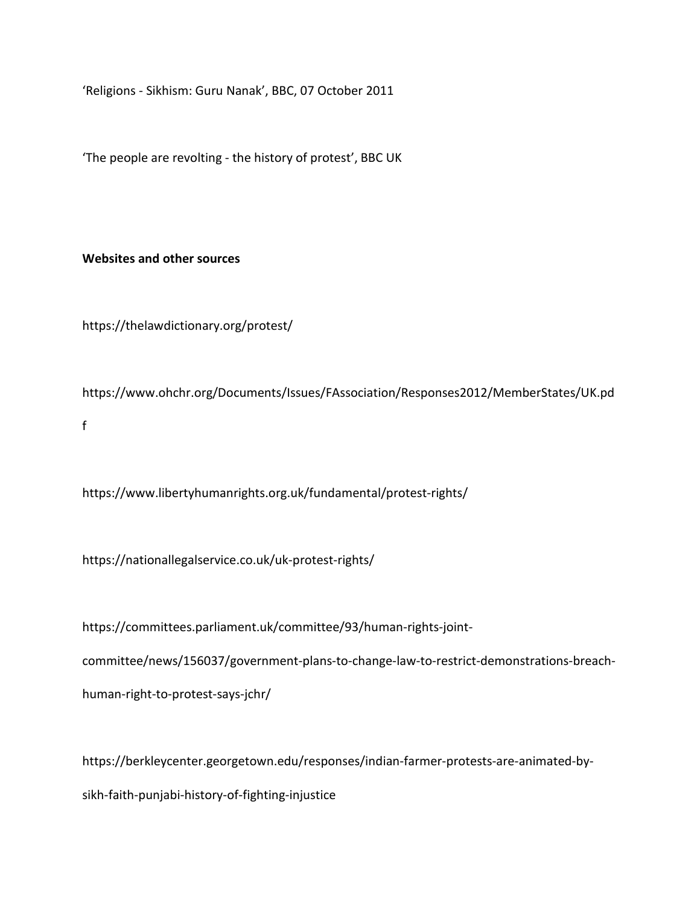‘Religions - Sikhism: Guru Nanak’, BBC, 07 October 2011

‘The people are revolting - the history of protest’, BBC UK

**Websites and other sources**

https://thelawdictionary.org/protest/

https://www.ohchr.org/Documents/Issues/FAssociation/Responses2012/MemberStates/UK.pdf

https://www.libertyhumanrights.org.uk/fundamental/protest-rights/

https://nationallegalservice.co.uk/uk-protest-rights/

https://committees.parliament.uk/committee/93/human-rights-joint-committee/news/156037/government-plans-to-change-law-to-restrict-demonstrations-breach-human-right-to-protest-says-jchr/

https://berkleycenter.georgetown.edu/responses/indian-farmer-protests-are-animated-by-sikh-faith-punjabi-history-of-fighting-injustice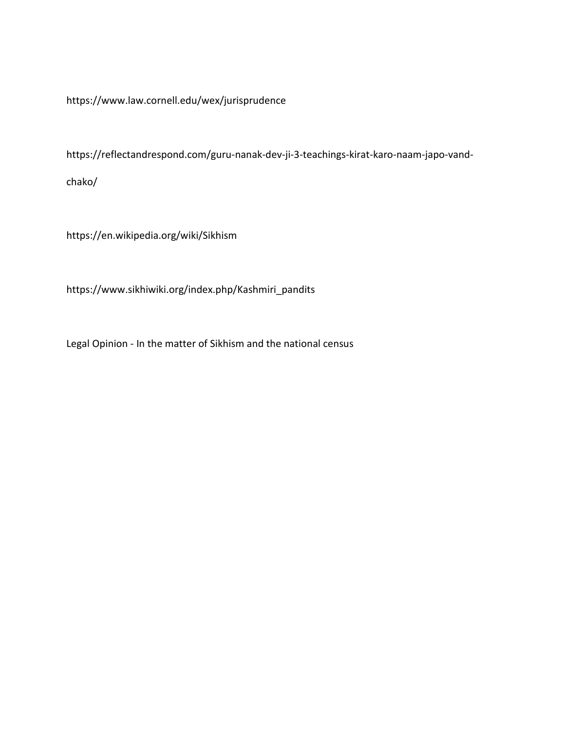https://www.law.cornell.edu/wex/jurisprudence

https://reflectandrespond.com/guru-nanak-dev-ji-3-teachings-kirat-karo-naam-japo-vand-chako/

https://en.wikipedia.org/wiki/Sikhism

https://www.sikhiwiki.org/index.php/Kashmiri_pandits

Legal Opinion - In the matter of Sikhism and the national census